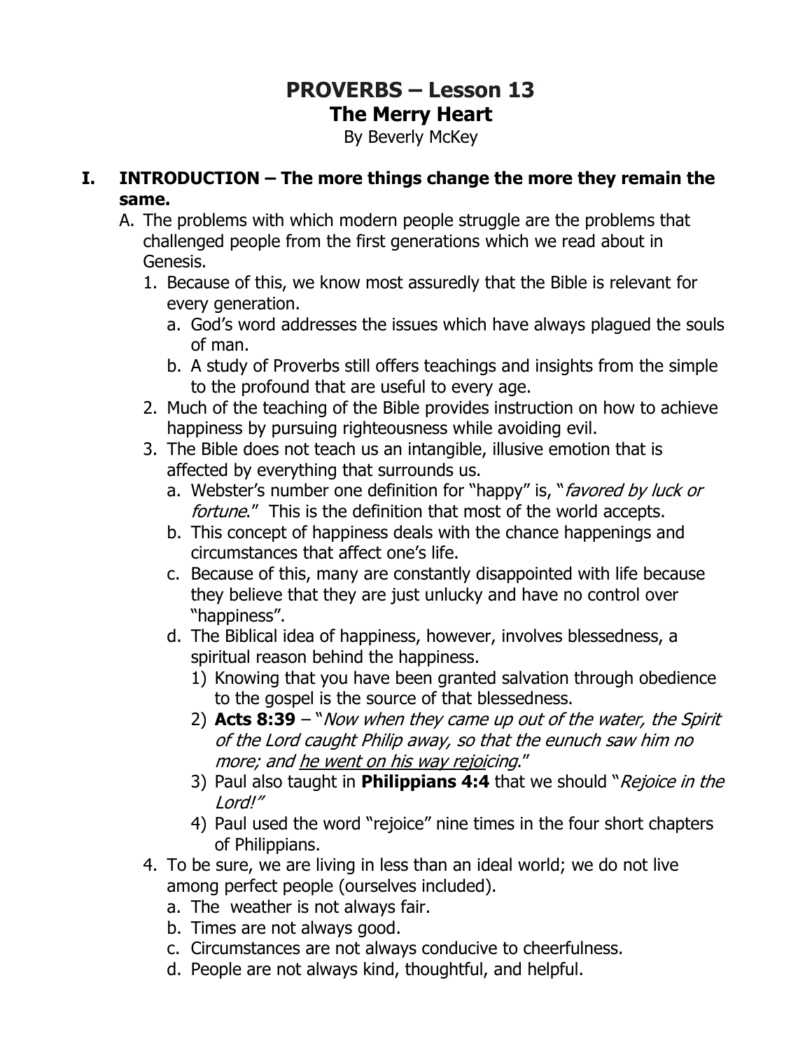# PROVERBS – Lesson 13

## The Merry Heart

By Beverly McKey

## I. INTRODUCTION – The more things change the more they remain the same.

A. The problems with which modern people struggle are the problems that challenged people from the first generations which we read about in Genesis.

1. Because of this, we know most assuredly that the Bible is relevant for every generation.
   a. God's word addresses the issues which have always plagued the souls of man.
   b. A study of Proverbs still offers teachings and insights from the simple to the profound that are useful to every age.
2. Much of the teaching of the Bible provides instruction on how to achieve happiness by pursuing righteousness while avoiding evil.
3. The Bible does not teach us an intangible, illusive emotion that is affected by everything that surrounds us.
   a. Webster's number one definition for "happy" is, "*favored by luck or fortune*." This is the definition that most of the world accepts.
   b. This concept of happiness deals with the chance happenings and circumstances that affect one's life.
   c. Because of this, many are constantly disappointed with life because they believe that they are just unlucky and have no control over "happiness".
   d. The Biblical idea of happiness, however, involves blessedness, a spiritual reason behind the happiness.
      1) Knowing that you have been granted salvation through obedience to the gospel is the source of that blessedness.
      2) **Acts 8:39** – "*Now when they came up out of the water, the Spirit of the Lord caught Philip away, so that the eunuch saw him no more; and <u>he went on his way rejoicing</u>.*"
      3) Paul also taught in **Philippians 4:4** that we should "*Rejoice in the Lord!*"
      4) Paul used the word "rejoice" nine times in the four short chapters of Philippians.
4. To be sure, we are living in less than an ideal world; we do not live among perfect people (ourselves included).
   a. The weather is not always fair.
   b. Times are not always good.
   c. Circumstances are not always conducive to cheerfulness.
   d. People are not always kind, thoughtful, and helpful.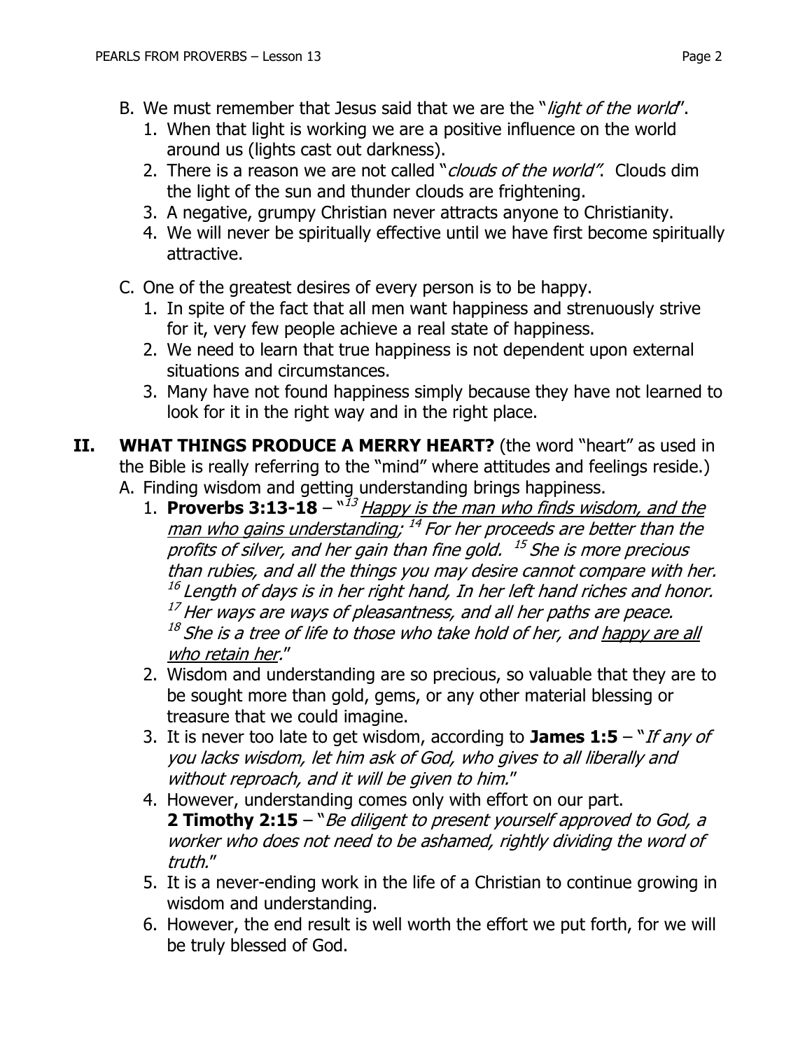B. We must remember that Jesus said that we are the "*light of the world*".
   1. When that light is working we are a positive influence on the world around us (lights cast out darkness).
   2. There is a reason we are not called "*clouds of the world"*. Clouds dim the light of the sun and thunder clouds are frightening.
   3. A negative, grumpy Christian never attracts anyone to Christianity.
   4. We will never be spiritually effective until we have first become spiritually attractive.

C. One of the greatest desires of every person is to be happy.
   1. In spite of the fact that all men want happiness and strenuously strive for it, very few people achieve a real state of happiness.
   2. We need to learn that true happiness is not dependent upon external situations and circumstances.
   3. Many have not found happiness simply because they have not learned to look for it in the right way and in the right place.

## II. WHAT THINGS PRODUCE A MERRY HEART? (the word "heart" as used in the Bible is really referring to the "mind" where attitudes and feelings reside.)

A. Finding wisdom and getting understanding brings happiness.
   1. **Proverbs 3:13-18** – "[13] *Happy is the man who finds wisdom, and the man who gains understanding;* [14] *For her proceeds are better than the profits of silver, and her gain than fine gold.* [15] *She is more precious than rubies, and all the things you may desire cannot compare with her.* [16] *Length of days is in her right hand, In her left hand riches and honor.* [17] *Her ways are ways of pleasantness, and all her paths are peace.* [18] *She is a tree of life to those who take hold of her, and happy are all who retain her.*"
   2. Wisdom and understanding are so precious, so valuable that they are to be sought more than gold, gems, or any other material blessing or treasure that we could imagine.
   3. It is never too late to get wisdom, according to **James 1:5** – "*If any of you lacks wisdom, let him ask of God, who gives to all liberally and without reproach, and it will be given to him.*"
   4. However, understanding comes only with effort on our part. **2 Timothy 2:15** – "*Be diligent to present yourself approved to God, a worker who does not need to be ashamed, rightly dividing the word of truth.*"
   5. It is a never-ending work in the life of a Christian to continue growing in wisdom and understanding.
   6. However, the end result is well worth the effort we put forth, for we will be truly blessed of God.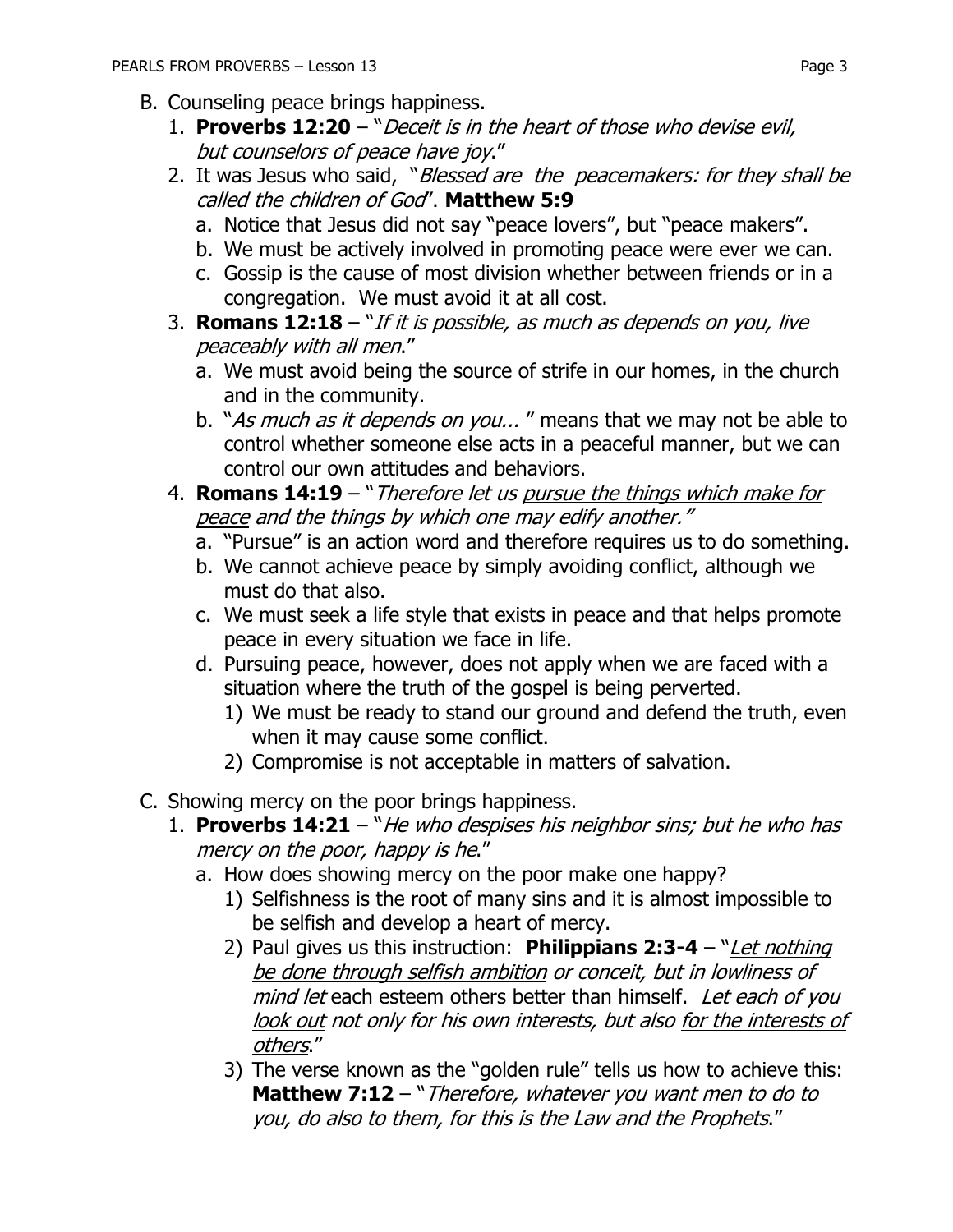B. Counseling peace brings happiness.

1. **Proverbs 12:20** – "*Deceit is in the heart of those who devise evil, but counselors of peace have joy*."
2. It was Jesus who said, "*Blessed are the peacemakers: for they shall be called the children of God*". **Matthew 5:9**
   a. Notice that Jesus did not say "peace lovers", but "peace makers".
   b. We must be actively involved in promoting peace were ever we can.
   c. Gossip is the cause of most division whether between friends or in a congregation. We must avoid it at all cost.
3. **Romans 12:18** – "*If it is possible, as much as depends on you, live peaceably with all men*."
   a. We must avoid being the source of strife in our homes, in the church and in the community.
   b. "*As much as it depends on you...* " means that we may not be able to control whether someone else acts in a peaceful manner, but we can control our own attitudes and behaviors.
4. **Romans 14:19** – "*Therefore let us <u>pursue the things which make for peace</u> and the things by which one may edify another.*"
   a. "Pursue" is an action word and therefore requires us to do something.
   b. We cannot achieve peace by simply avoiding conflict, although we must do that also.
   c. We must seek a life style that exists in peace and that helps promote peace in every situation we face in life.
   d. Pursuing peace, however, does not apply when we are faced with a situation where the truth of the gospel is being perverted.
      1) We must be ready to stand our ground and defend the truth, even when it may cause some conflict.
      2) Compromise is not acceptable in matters of salvation.

C. Showing mercy on the poor brings happiness.

1. **Proverbs 14:21** – "*He who despises his neighbor sins; but he who has mercy on the poor, happy is he*."
   a. How does showing mercy on the poor make one happy?
      1) Selfishness is the root of many sins and it is almost impossible to be selfish and develop a heart of mercy.
      2) Paul gives us this instruction: **Philippians 2:3-4** – "*<u>Let nothing be done through selfish ambition</u> or conceit, but in lowliness of mind let* each esteem others better than himself. *Let each of you <u>look out</u> not only for his own interests, but also <u>for the interests of others</u>*."
      3) The verse known as the "golden rule" tells us how to achieve this: **Matthew 7:12** – "*Therefore, whatever you want men to do to you, do also to them, for this is the Law and the Prophets*."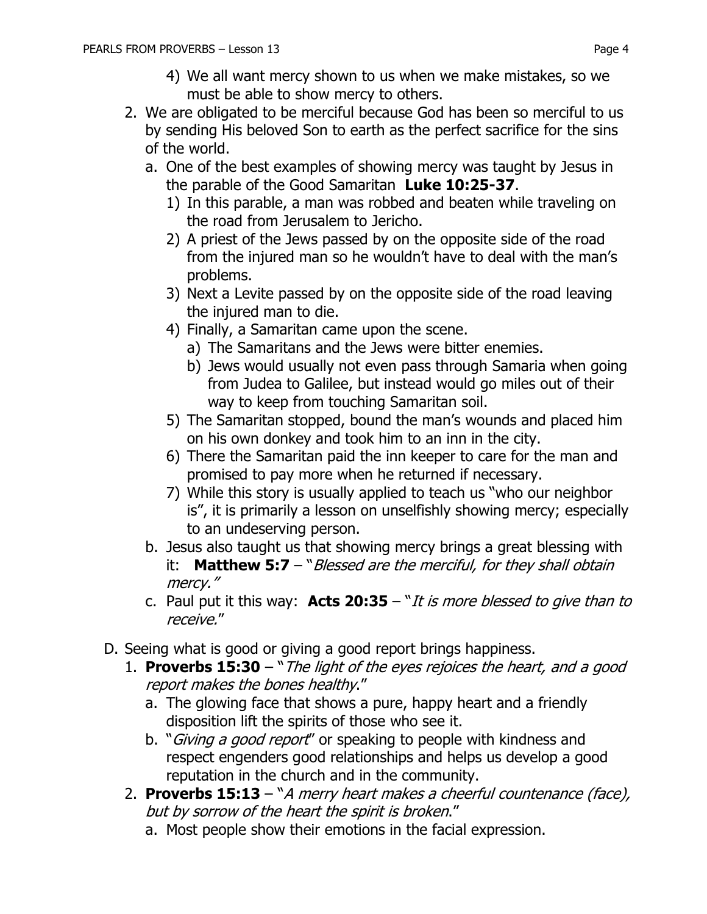4) We all want mercy shown to us when we make mistakes, so we must be able to show mercy to others.

2. We are obligated to be merciful because God has been so merciful to us by sending His beloved Son to earth as the perfect sacrifice for the sins of the world.
   a. One of the best examples of showing mercy was taught by Jesus in the parable of the Good Samaritan **Luke 10:25-37**.
      1) In this parable, a man was robbed and beaten while traveling on the road from Jerusalem to Jericho.
      2) A priest of the Jews passed by on the opposite side of the road from the injured man so he wouldn't have to deal with the man's problems.
      3) Next a Levite passed by on the opposite side of the road leaving the injured man to die.
      4) Finally, a Samaritan came upon the scene.
         a) The Samaritans and the Jews were bitter enemies.
         b) Jews would usually not even pass through Samaria when going from Judea to Galilee, but instead would go miles out of their way to keep from touching Samaritan soil.
      5) The Samaritan stopped, bound the man's wounds and placed him on his own donkey and took him to an inn in the city.
      6) There the Samaritan paid the inn keeper to care for the man and promised to pay more when he returned if necessary.
      7) While this story is usually applied to teach us "who our neighbor is", it is primarily a lesson on unselfishly showing mercy; especially to an undeserving person.
   b. Jesus also taught us that showing mercy brings a great blessing with it: **Matthew 5:7** – "*Blessed are the merciful, for they shall obtain mercy.*"
   c. Paul put it this way: **Acts 20:35** – "*It is more blessed to give than to receive.*"

D. Seeing what is good or giving a good report brings happiness.
   1. **Proverbs 15:30** – "*The light of the eyes rejoices the heart, and a good report makes the bones healthy*."
      a. The glowing face that shows a pure, happy heart and a friendly disposition lift the spirits of those who see it.
      b. "*Giving a good report*" or speaking to people with kindness and respect engenders good relationships and helps us develop a good reputation in the church and in the community.
   2. **Proverbs 15:13** – "*A merry heart makes a cheerful countenance (face), but by sorrow of the heart the spirit is broken*."
      a. Most people show their emotions in the facial expression.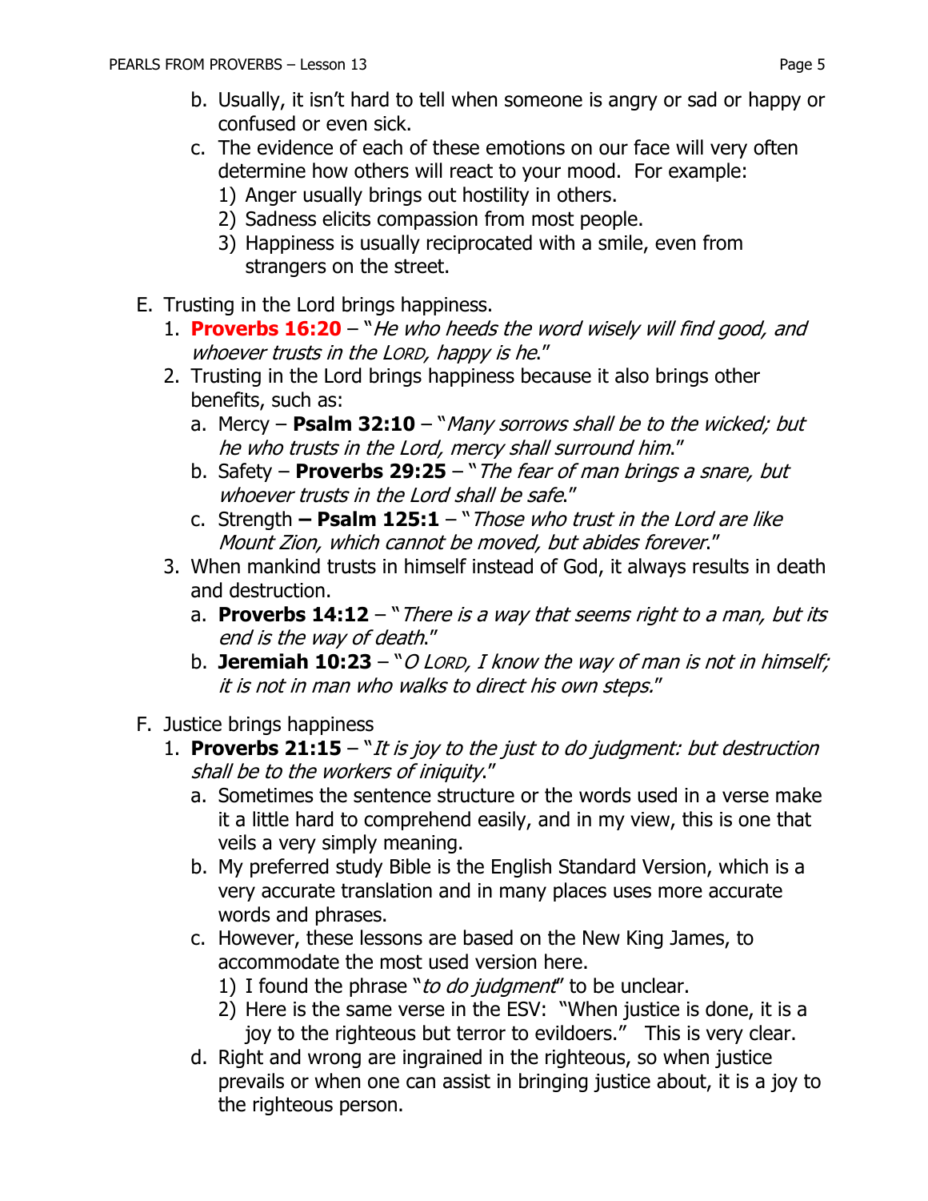b. Usually, it isn't hard to tell when someone is angry or sad or happy or confused or even sick.

c. The evidence of each of these emotions on our face will very often determine how others will react to your mood. For example:
   1) Anger usually brings out hostility in others.
   2) Sadness elicits compassion from most people.
   3) Happiness is usually reciprocated with a smile, even from strangers on the street.

E. Trusting in the Lord brings happiness.

1. **Proverbs 16:20** – "*He who heeds the word wisely will find good, and whoever trusts in the LORD, happy is he*."

2. Trusting in the Lord brings happiness because it also brings other benefits, such as:
   a. Mercy – **Psalm 32:10** – "*Many sorrows shall be to the wicked; but he who trusts in the Lord, mercy shall surround him*."
   b. Safety – **Proverbs 29:25** – "*The fear of man brings a snare, but whoever trusts in the Lord shall be safe*."
   c. Strength **– Psalm 125:1** – "*Those who trust in the Lord are like Mount Zion, which cannot be moved, but abides forever*."

3. When mankind trusts in himself instead of God, it always results in death and destruction.
   a. **Proverbs 14:12** – "*There is a way that seems right to a man, but its end is the way of death*."
   b. **Jeremiah 10:23** – "*O LORD, I know the way of man is not in himself; it is not in man who walks to direct his own steps.*"

F. Justice brings happiness

1. **Proverbs 21:15** – "*It is joy to the just to do judgment: but destruction shall be to the workers of iniquity*."
   a. Sometimes the sentence structure or the words used in a verse make it a little hard to comprehend easily, and in my view, this is one that veils a very simply meaning.
   b. My preferred study Bible is the English Standard Version, which is a very accurate translation and in many places uses more accurate words and phrases.
   c. However, these lessons are based on the New King James, to accommodate the most used version here.
      1) I found the phrase "*to do judgment*" to be unclear.
      2) Here is the same verse in the ESV: "When justice is done, it is a joy to the righteous but terror to evildoers." This is very clear.
   d. Right and wrong are ingrained in the righteous, so when justice prevails or when one can assist in bringing justice about, it is a joy to the righteous person.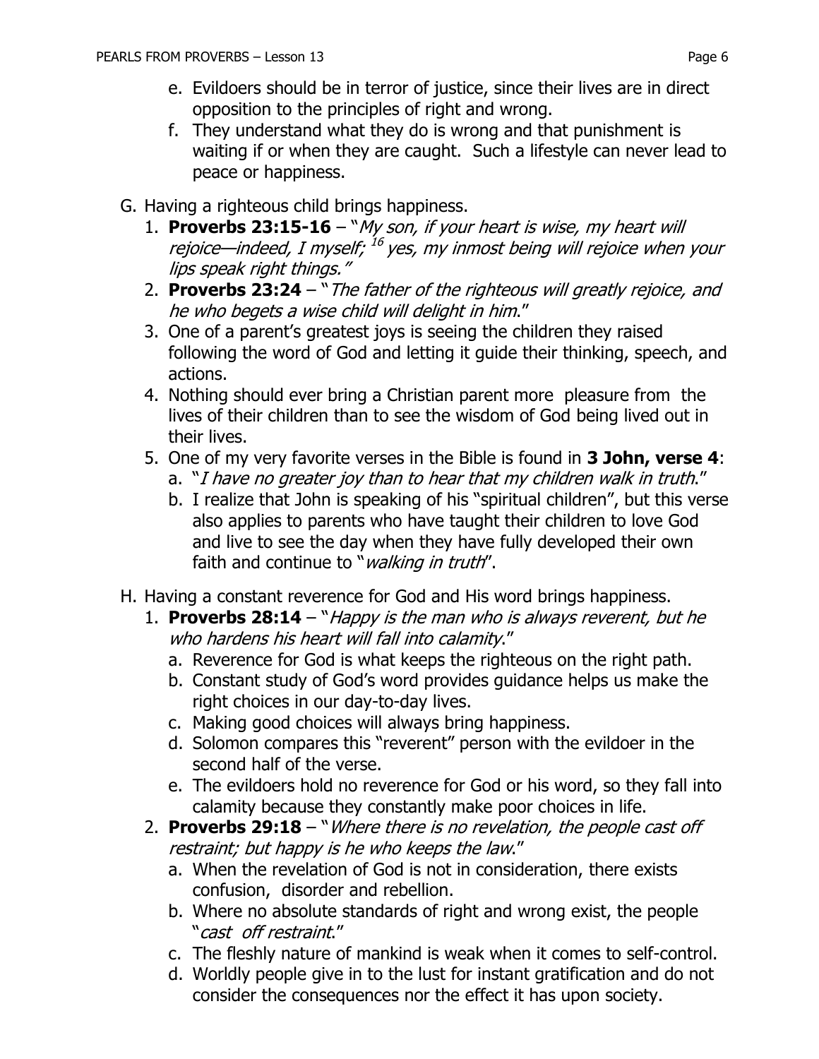e. Evildoers should be in terror of justice, since their lives are in direct opposition to the principles of right and wrong.
f. They understand what they do is wrong and that punishment is waiting if or when they are caught. Such a lifestyle can never lead to peace or happiness.

G. Having a righteous child brings happiness.
1. **Proverbs 23:15-16** – "*My son, if your heart is wise, my heart will rejoice—indeed, I myself;* [16] *yes, my inmost being will rejoice when your lips speak right things.*"
2. **Proverbs 23:24** – "*The father of the righteous will greatly rejoice, and he who begets a wise child will delight in him*."
3. One of a parent's greatest joys is seeing the children they raised following the word of God and letting it guide their thinking, speech, and actions.
4. Nothing should ever bring a Christian parent more pleasure from the lives of their children than to see the wisdom of God being lived out in their lives.
5. One of my very favorite verses in the Bible is found in **3 John, verse 4**:
   a. "*I have no greater joy than to hear that my children walk in truth*."
   b. I realize that John is speaking of his "spiritual children", but this verse also applies to parents who have taught their children to love God and live to see the day when they have fully developed their own faith and continue to "*walking in truth*".

H. Having a constant reverence for God and His word brings happiness.
1. **Proverbs 28:14** – "*Happy is the man who is always reverent, but he who hardens his heart will fall into calamity*."
   a. Reverence for God is what keeps the righteous on the right path.
   b. Constant study of God's word provides guidance helps us make the right choices in our day-to-day lives.
   c. Making good choices will always bring happiness.
   d. Solomon compares this "reverent" person with the evildoer in the second half of the verse.
   e. The evildoers hold no reverence for God or his word, so they fall into calamity because they constantly make poor choices in life.
2. **Proverbs 29:18** – "*Where there is no revelation, the people cast off restraint; but happy is he who keeps the law*."
   a. When the revelation of God is not in consideration, there exists confusion, disorder and rebellion.
   b. Where no absolute standards of right and wrong exist, the people "*cast off restraint*."
   c. The fleshly nature of mankind is weak when it comes to self-control.
   d. Worldly people give in to the lust for instant gratification and do not consider the consequences nor the effect it has upon society.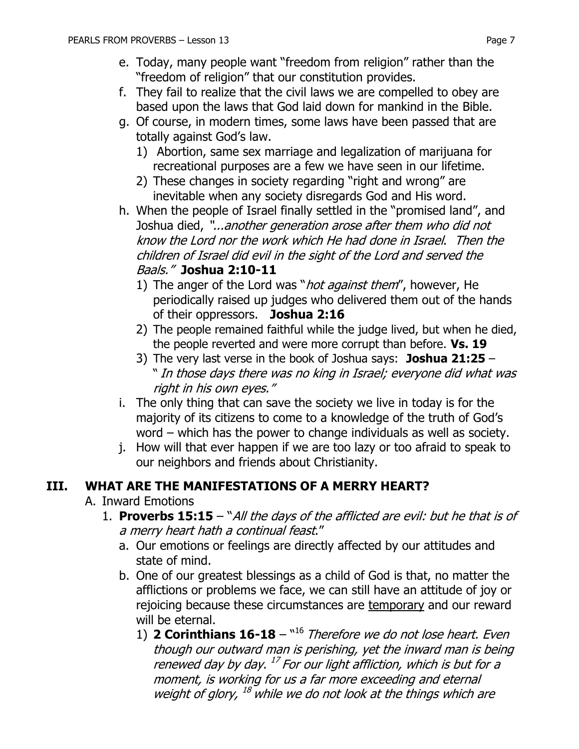e. Today, many people want "freedom from religion" rather than the "freedom of religion" that our constitution provides.

f. They fail to realize that the civil laws we are compelled to obey are based upon the laws that God laid down for mankind in the Bible.

g. Of course, in modern times, some laws have been passed that are totally against God's law.

   1) Abortion, same sex marriage and legalization of marijuana for recreational purposes are a few we have seen in our lifetime.

   2) These changes in society regarding "right and wrong" are inevitable when any society disregards God and His word.

h. When the people of Israel finally settled in the "promised land", and Joshua died, *"...another generation arose after them who did not know the Lord nor the work which He had done in Israel. Then the children of Israel did evil in the sight of the Lord and served the Baals."* **Joshua 2:10-11**

   1) The anger of the Lord was "*hot against them*", however, He periodically raised up judges who delivered them out of the hands of their oppressors. **Joshua 2:16**

   2) The people remained faithful while the judge lived, but when he died, the people reverted and were more corrupt than before. **Vs. 19**

   3) The very last verse in the book of Joshua says: **Joshua 21:25** – "*In those days there was no king in Israel; everyone did what was right in his own eyes."*

i. The only thing that can save the society we live in today is for the majority of its citizens to come to a knowledge of the truth of God's word – which has the power to change individuals as well as society.

j. How will that ever happen if we are too lazy or too afraid to speak to our neighbors and friends about Christianity.

## III. WHAT ARE THE MANIFESTATIONS OF A MERRY HEART?

A. Inward Emotions

1. **Proverbs 15:15** – "*All the days of the afflicted are evil: but he that is of a merry heart hath a continual feast*."

   a. Our emotions or feelings are directly affected by our attitudes and state of mind.

   b. One of our greatest blessings as a child of God is that, no matter the afflictions or problems we face, we can still have an attitude of joy or rejoicing because these circumstances are <u>temporary</u> and our reward will be eternal.

      1) **2 Corinthians 16-18** – "[16] *Therefore we do not lose heart. Even though our outward man is perishing, yet the inward man is being renewed day by day.* [17] *For our light affliction, which is but for a moment, is working for us a far more exceeding and eternal weight of glory,* [18] *while we do not look at the things which are*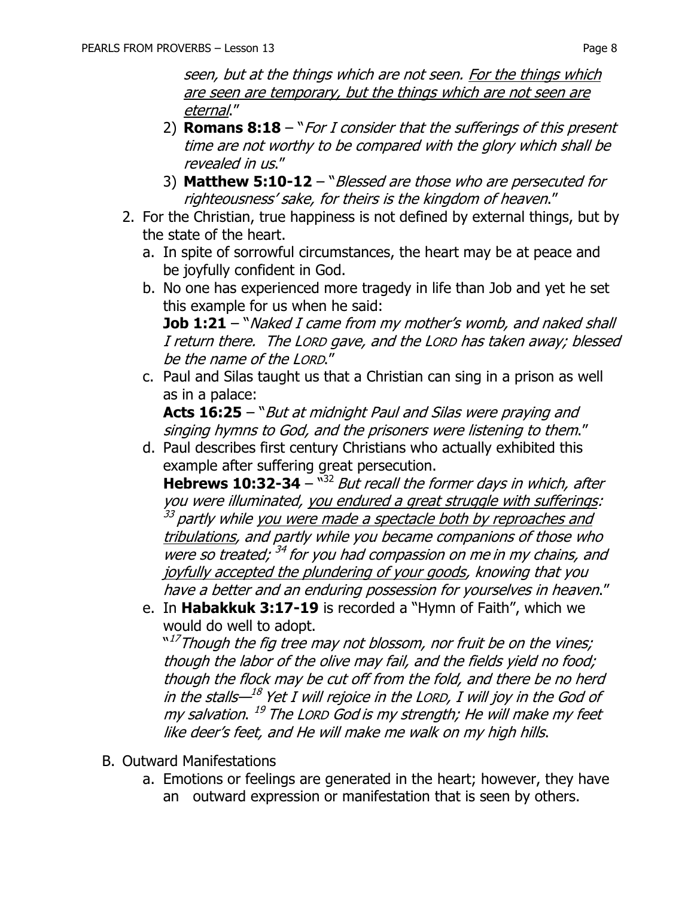*seen, but at the things which are not seen. For the things which are seen are temporary, but the things which are not seen are eternal*."

2) **Romans 8:18** – "*For I consider that the sufferings of this present time are not worthy to be compared with the glory which shall be revealed in us*."
3) **Matthew 5:10-12** – "*Blessed are those who are persecuted for righteousness' sake, for theirs is the kingdom of heaven*."

2. For the Christian, true happiness is not defined by external things, but by the state of the heart.
   a. In spite of sorrowful circumstances, the heart may be at peace and be joyfully confident in God.
   b. No one has experienced more tragedy in life than Job and yet he set this example for us when he said:
   **Job 1:21** – "*Naked I came from my mother's womb, and naked shall I return there. The LORD gave, and the LORD has taken away; blessed be the name of the LORD*."
   c. Paul and Silas taught us that a Christian can sing in a prison as well as in a palace:
   **Acts 16:25** – "*But at midnight Paul and Silas were praying and singing hymns to God, and the prisoners were listening to them*."
   d. Paul describes first century Christians who actually exhibited this example after suffering great persecution.
   **Hebrews 10:32-34** – "[32] *But recall the former days in which, after you were illuminated, you endured a great struggle with sufferings:* [33] *partly while you were made a spectacle both by reproaches and tribulations, and partly while you became companions of those who were so treated;* [34] *for you had compassion on me in my chains, and joyfully accepted the plundering of your goods, knowing that you have a better and an enduring possession for yourselves in heaven*."
   e. In **Habakkuk 3:17-19** is recorded a "Hymn of Faith", which we would do well to adopt.
   "[17] *Though the fig tree may not blossom, nor fruit be on the vines; though the labor of the olive may fail, and the fields yield no food; though the flock may be cut off from the fold, and there be no herd in the stalls—*[18] *Yet I will rejoice in the LORD, I will joy in the God of my salvation.* [19] *The LORD God is my strength; He will make my feet like deer's feet, and He will make me walk on my high hills*.

B. Outward Manifestations
   a. Emotions or feelings are generated in the heart; however, they have an outward expression or manifestation that is seen by others.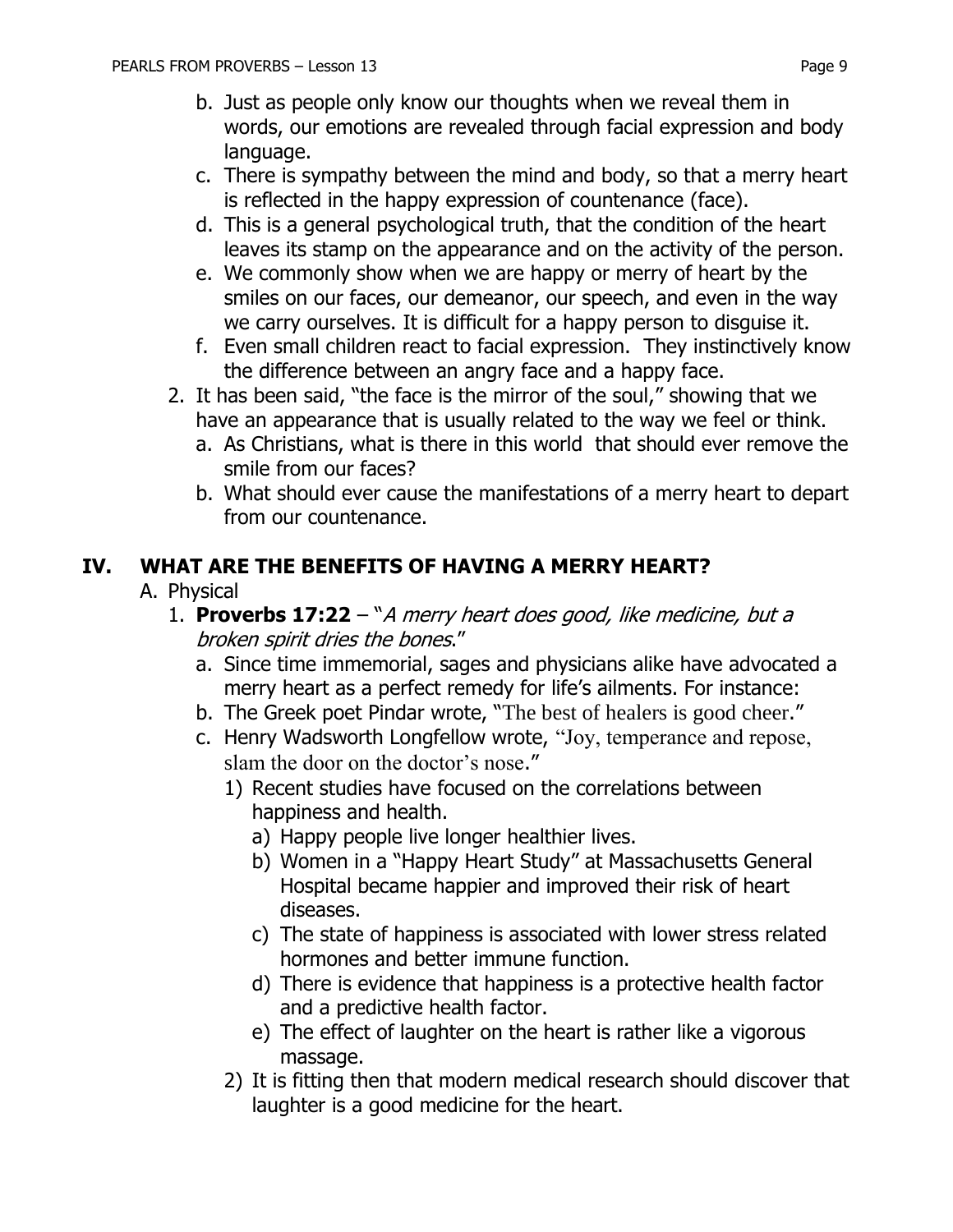b. Just as people only know our thoughts when we reveal them in words, our emotions are revealed through facial expression and body language.
c. There is sympathy between the mind and body, so that a merry heart is reflected in the happy expression of countenance (face).
d. This is a general psychological truth, that the condition of the heart leaves its stamp on the appearance and on the activity of the person.
e. We commonly show when we are happy or merry of heart by the smiles on our faces, our demeanor, our speech, and even in the way we carry ourselves. It is difficult for a happy person to disguise it.
f. Even small children react to facial expression. They instinctively know the difference between an angry face and a happy face.

2. It has been said, "the face is the mirror of the soul," showing that we have an appearance that is usually related to the way we feel or think.
   a. As Christians, what is there in this world that should ever remove the smile from our faces?
   b. What should ever cause the manifestations of a merry heart to depart from our countenance.

## IV. WHAT ARE THE BENEFITS OF HAVING A MERRY HEART?

A. Physical

1. **Proverbs 17:22** – "*A merry heart does good, like medicine, but a broken spirit dries the bones*."
   a. Since time immemorial, sages and physicians alike have advocated a merry heart as a perfect remedy for life's ailments. For instance:
   b. The Greek poet Pindar wrote, "The best of healers is good cheer."
   c. Henry Wadsworth Longfellow wrote, "Joy, temperance and repose, slam the door on the doctor's nose."
      1) Recent studies have focused on the correlations between happiness and health.
         a) Happy people live longer healthier lives.
         b) Women in a "Happy Heart Study" at Massachusetts General Hospital became happier and improved their risk of heart diseases.
         c) The state of happiness is associated with lower stress related hormones and better immune function.
         d) There is evidence that happiness is a protective health factor and a predictive health factor.
         e) The effect of laughter on the heart is rather like a vigorous massage.
      2) It is fitting then that modern medical research should discover that laughter is a good medicine for the heart.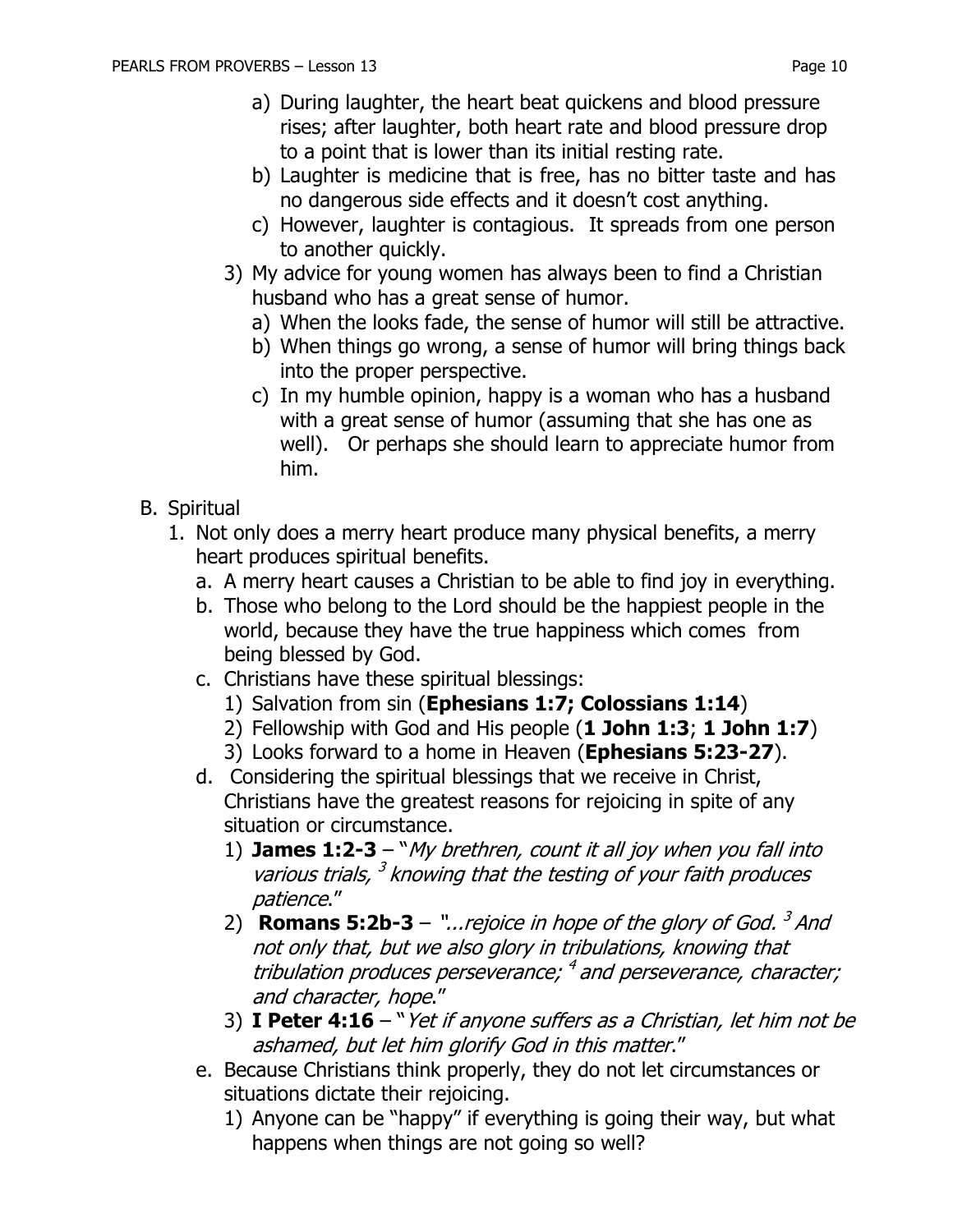a) During laughter, the heart beat quickens and blood pressure rises; after laughter, both heart rate and blood pressure drop to a point that is lower than its initial resting rate.
b) Laughter is medicine that is free, has no bitter taste and has no dangerous side effects and it doesn't cost anything.
c) However, laughter is contagious. It spreads from one person to another quickly.

3) My advice for young women has always been to find a Christian husband who has a great sense of humor.
   a) When the looks fade, the sense of humor will still be attractive.
   b) When things go wrong, a sense of humor will bring things back into the proper perspective.
   c) In my humble opinion, happy is a woman who has a husband with a great sense of humor (assuming that she has one as well). Or perhaps she should learn to appreciate humor from him.

B. Spiritual

1. Not only does a merry heart produce many physical benefits, a merry heart produces spiritual benefits.
   a. A merry heart causes a Christian to be able to find joy in everything.
   b. Those who belong to the Lord should be the happiest people in the world, because they have the true happiness which comes from being blessed by God.
   c. Christians have these spiritual blessings:
      1) Salvation from sin (**Ephesians 1:7; Colossians 1:14**)
      2) Fellowship with God and His people (**1 John 1:3**; **1 John 1:7**)
      3) Looks forward to a home in Heaven (**Ephesians 5:23-27**).
   d. Considering the spiritual blessings that we receive in Christ, Christians have the greatest reasons for rejoicing in spite of any situation or circumstance.
      1) **James 1:2-3** – "*My brethren, count it all joy when you fall into various trials, 3 knowing that the testing of your faith produces patience*."
      2) **Romans 5:2b-3** – "*...rejoice in hope of the glory of God. 3 And not only that, but we also glory in tribulations, knowing that tribulation produces perseverance; 4 and perseverance, character; and character, hope*."
      3) **I Peter 4:16** – "*Yet if anyone suffers as a Christian, let him not be ashamed, but let him glorify God in this matter*."
   e. Because Christians think properly, they do not let circumstances or situations dictate their rejoicing.
      1) Anyone can be "happy" if everything is going their way, but what happens when things are not going so well?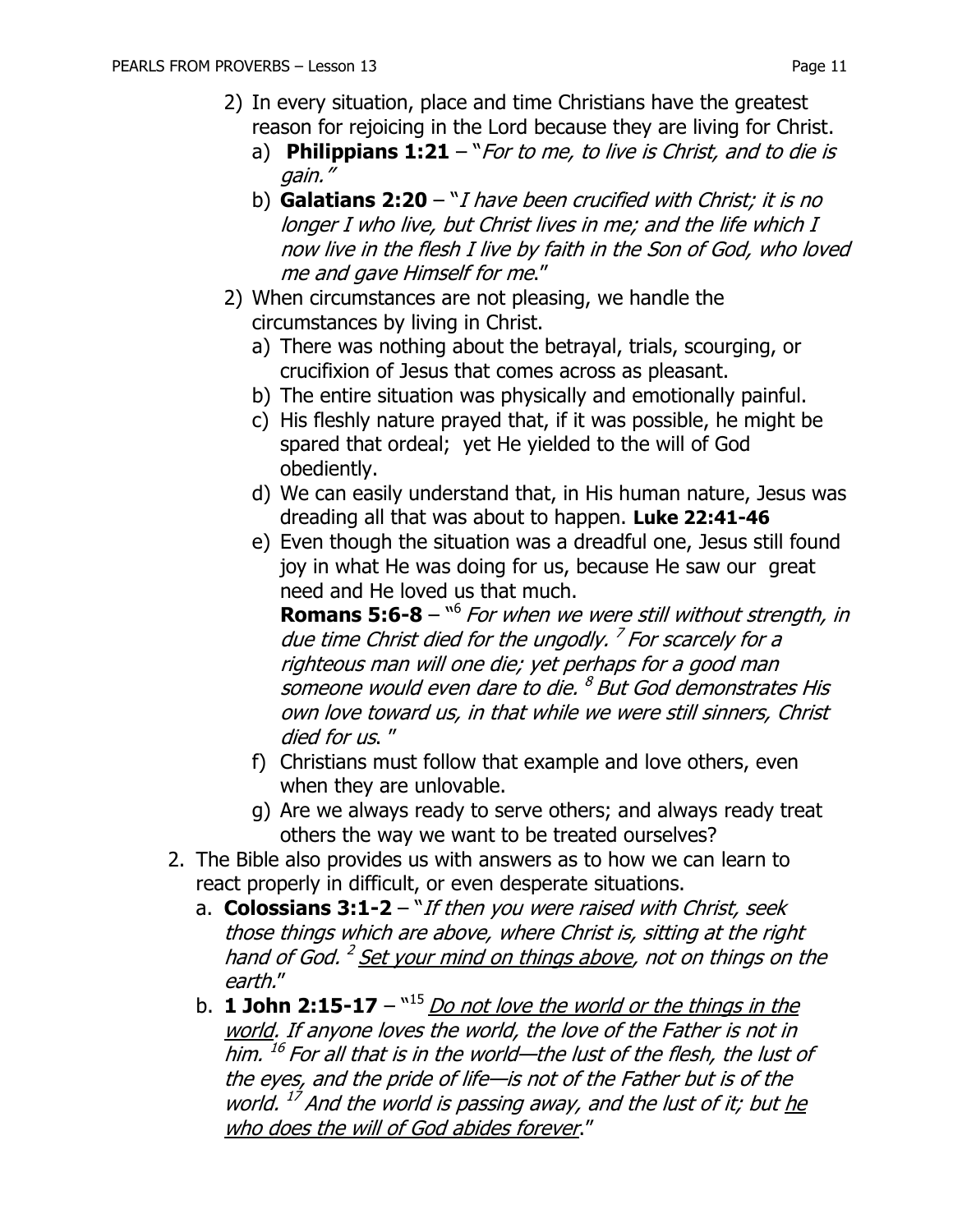2) In every situation, place and time Christians have the greatest reason for rejoicing in the Lord because they are living for Christ.
   a) **Philippians 1:21** – "*For to me, to live is Christ, and to die is gain.*"
   b) **Galatians 2:20** – "*I have been crucified with Christ; it is no longer I who live, but Christ lives in me; and the life which I now live in the flesh I live by faith in the Son of God, who loved me and gave Himself for me*."
2) When circumstances are not pleasing, we handle the circumstances by living in Christ.
   a) There was nothing about the betrayal, trials, scourging, or crucifixion of Jesus that comes across as pleasant.
   b) The entire situation was physically and emotionally painful.
   c) His fleshly nature prayed that, if it was possible, he might be spared that ordeal; yet He yielded to the will of God obediently.
   d) We can easily understand that, in His human nature, Jesus was dreading all that was about to happen. **Luke 22:41-46**
   e) Even though the situation was a dreadful one, Jesus still found joy in what He was doing for us, because He saw our great need and He loved us that much.
      **Romans 5:6-8** – "[6] *For when we were still without strength, in due time Christ died for the ungodly.* [7] *For scarcely for a righteous man will one die; yet perhaps for a good man someone would even dare to die.* [8] *But God demonstrates His own love toward us, in that while we were still sinners, Christ died for us*. "
   f) Christians must follow that example and love others, even when they are unlovable.
   g) Are we always ready to serve others; and always ready treat others the way we want to be treated ourselves?

2. The Bible also provides us with answers as to how we can learn to react properly in difficult, or even desperate situations.
   a. **Colossians 3:1-2** – "*If then you were raised with Christ, seek those things which are above, where Christ is, sitting at the right hand of God.* [2] *Set your mind on things above, not on things on the earth.*"
   b. **1 John 2:15-17** – "[15] *Do not love the world or the things in the world. If anyone loves the world, the love of the Father is not in him.* [16] *For all that is in the world—the lust of the flesh, the lust of the eyes, and the pride of life—is not of the Father but is of the world.* [17] *And the world is passing away, and the lust of it; but he who does the will of God abides forever*."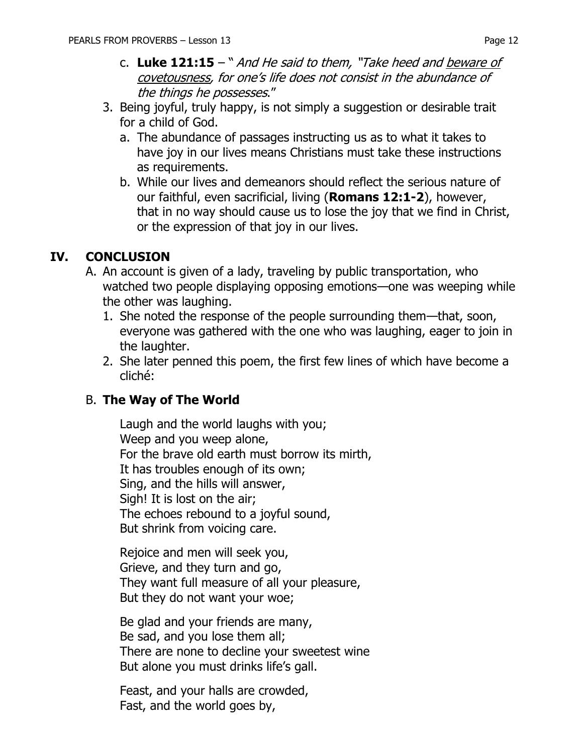c. **Luke 121:15** – " *And He said to them, "Take heed and <u>beware of covetousness</u>, for one's life does not consist in the abundance of the things he possesses*."

3. Being joyful, truly happy, is not simply a suggestion or desirable trait for a child of God.
   a. The abundance of passages instructing us as to what it takes to have joy in our lives means Christians must take these instructions as requirements.
   b. While our lives and demeanors should reflect the serious nature of our faithful, even sacrificial, living (**Romans 12:1-2**), however, that in no way should cause us to lose the joy that we find in Christ, or the expression of that joy in our lives.

## IV. CONCLUSION

A. An account is given of a lady, traveling by public transportation, who watched two people displaying opposing emotions—one was weeping while the other was laughing.
   1. She noted the response of the people surrounding them—that, soon, everyone was gathered with the one who was laughing, eager to join in the laughter.
   2. She later penned this poem, the first few lines of which have become a cliché:

B. **The Way of The World**

Laugh and the world laughs with you;
Weep and you weep alone,
For the brave old earth must borrow its mirth,
It has troubles enough of its own;
Sing, and the hills will answer,
Sigh! It is lost on the air;
The echoes rebound to a joyful sound,
But shrink from voicing care.

Rejoice and men will seek you,
Grieve, and they turn and go,
They want full measure of all your pleasure,
But they do not want your woe;

Be glad and your friends are many,
Be sad, and you lose them all;
There are none to decline your sweetest wine
But alone you must drinks life's gall.

Feast, and your halls are crowded,
Fast, and the world goes by,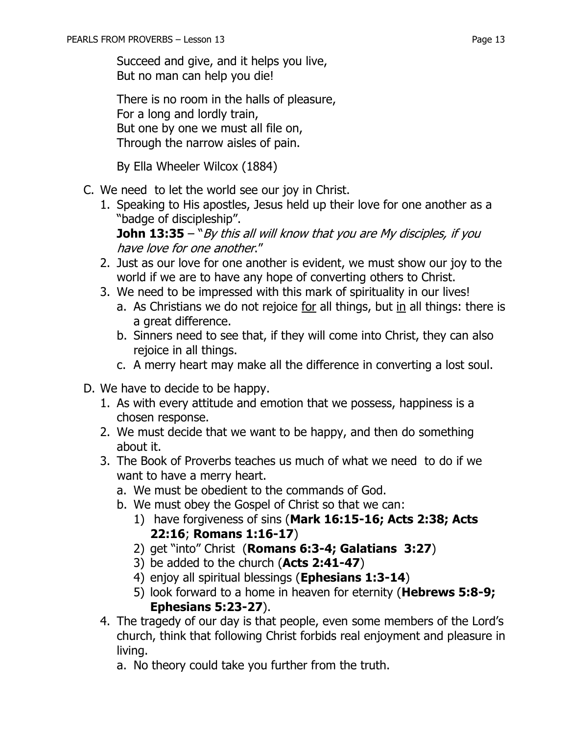Succeed and give, and it helps you live,
But no man can help you die!

There is no room in the halls of pleasure,
For a long and lordly train,
But one by one we must all file on,
Through the narrow aisles of pain.

By Ella Wheeler Wilcox (1884)

C. We need to let the world see our joy in Christ.
   1. Speaking to His apostles, Jesus held up their love for one another as a "badge of discipleship".
      **John 13:35** – "*By this all will know that you are My disciples, if you have love for one another*."
   2. Just as our love for one another is evident, we must show our joy to the world if we are to have any hope of converting others to Christ.
   3. We need to be impressed with this mark of spirituality in our lives!
      a. As Christians we do not rejoice <u>for</u> all things, but <u>in</u> all things: there is a great difference.
      b. Sinners need to see that, if they will come into Christ, they can also rejoice in all things.
      c. A merry heart may make all the difference in converting a lost soul.

D. We have to decide to be happy.
   1. As with every attitude and emotion that we possess, happiness is a chosen response.
   2. We must decide that we want to be happy, and then do something about it.
   3. The Book of Proverbs teaches us much of what we need to do if we want to have a merry heart.
      a. We must be obedient to the commands of God.
      b. We must obey the Gospel of Christ so that we can:
         1) have forgiveness of sins (**Mark 16:15-16; Acts 2:38; Acts 22:16**; **Romans 1:16-17**)
         2) get "into" Christ (**Romans 6:3-4; Galatians 3:27**)
         3) be added to the church (**Acts 2:41-47**)
         4) enjoy all spiritual blessings (**Ephesians 1:3-14**)
         5) look forward to a home in heaven for eternity (**Hebrews 5:8-9; Ephesians 5:23-27**).
   4. The tragedy of our day is that people, even some members of the Lord's church, think that following Christ forbids real enjoyment and pleasure in living.
      a. No theory could take you further from the truth.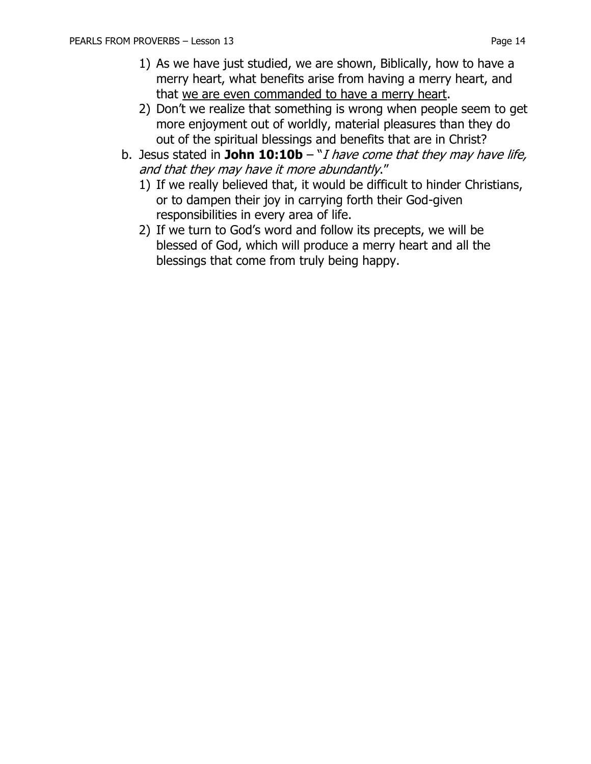1) As we have just studied, we are shown, Biblically, how to have a merry heart, what benefits arise from having a merry heart, and that <u>we are even commanded to have a merry heart</u>.
2) Don't we realize that something is wrong when people seem to get more enjoyment out of worldly, material pleasures than they do out of the spiritual blessings and benefits that are in Christ?

b. Jesus stated in **John 10:10b** – "*I have come that they may have life, and that they may have it more abundantly*."
   1) If we really believed that, it would be difficult to hinder Christians, or to dampen their joy in carrying forth their God-given responsibilities in every area of life.
   2) If we turn to God's word and follow its precepts, we will be blessed of God, which will produce a merry heart and all the blessings that come from truly being happy.